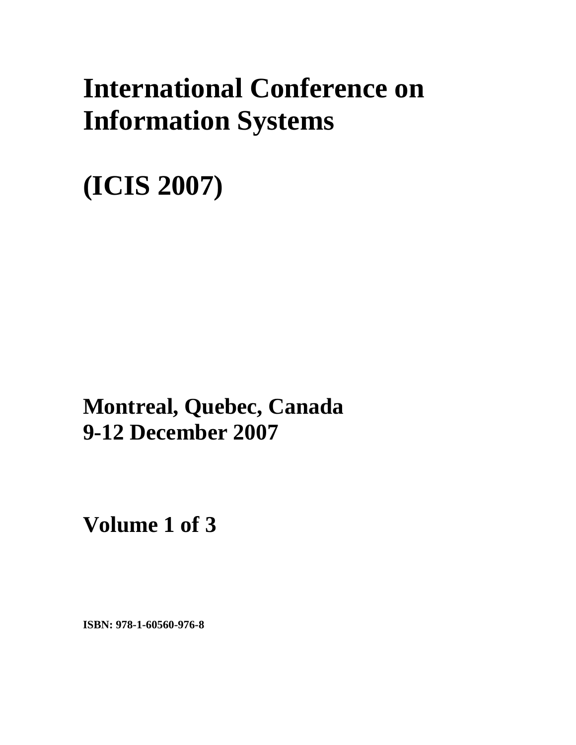# International Conference on Information Systems

# (ICIS 2007)

**Montreal, Quebec, Canada**
**9-12 December 2007**

**Volume 1 of 3**

**ISBN: 978-1-60560-976-8**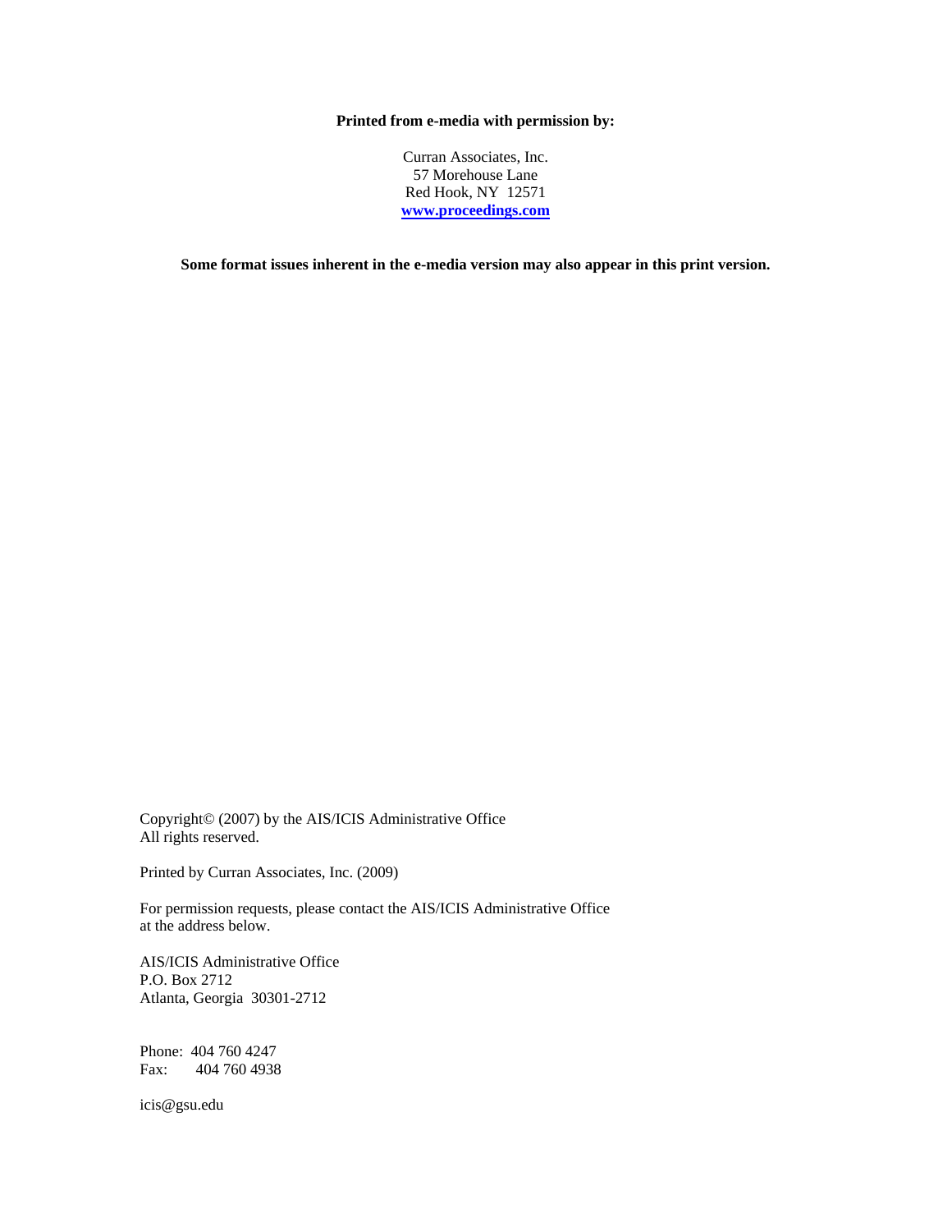**Printed from e-media with permission by:**

Curran Associates, Inc.
57 Morehouse Lane
Red Hook, NY 12571
**www.proceedings.com**

**Some format issues inherent in the e-media version may also appear in this print version.**

Copyright© (2007) by the AIS/ICIS Administrative Office
All rights reserved.

Printed by Curran Associates, Inc. (2009)

For permission requests, please contact the AIS/ICIS Administrative Office
at the address below.

AIS/ICIS Administrative Office
P.O. Box 2712
Atlanta, Georgia 30301-2712

Phone: 404 760 4247
Fax: 404 760 4938

icis@gsu.edu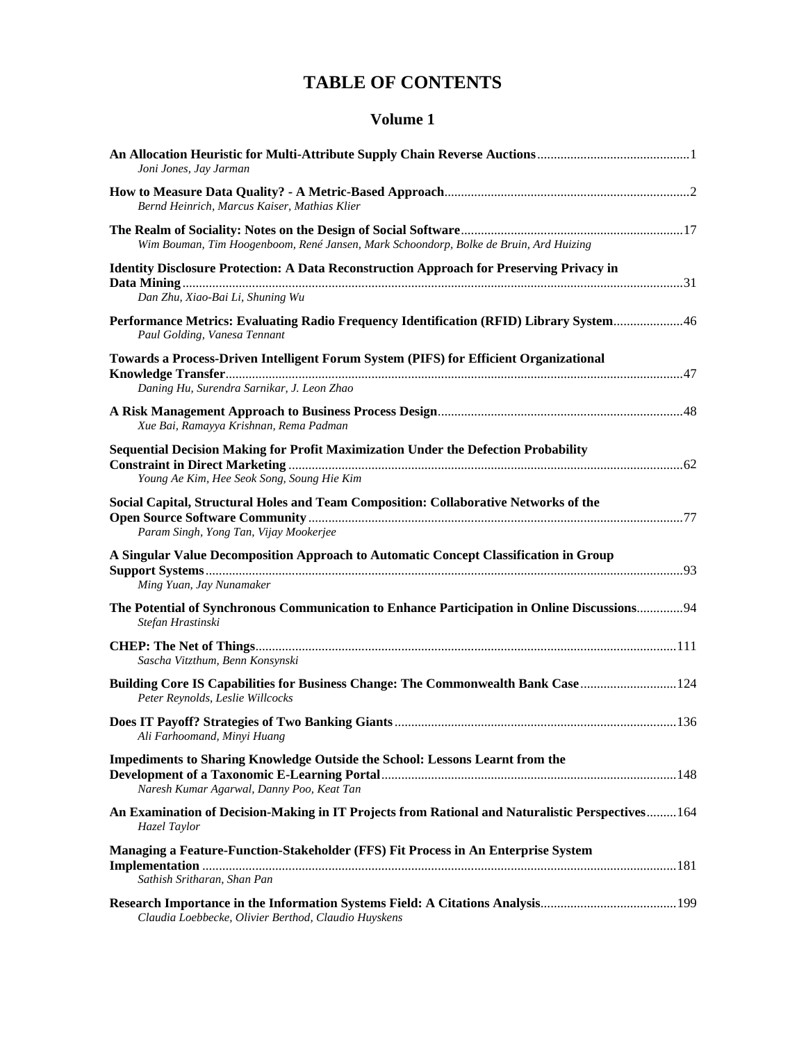# TABLE OF CONTENTS

## Volume 1

**An Allocation Heuristic for Multi-Attribute Supply Chain Reverse Auctions** .............................................. 1
*Joni Jones, Jay Jarman*

**How to Measure Data Quality? - A Metric-Based Approach** .......................................................................... 2
*Bernd Heinrich, Marcus Kaiser, Mathias Klier*

**The Realm of Sociality: Notes on the Design of Social Software** .................................................................. 17
*Wim Bouman, Tim Hoogenboom, René Jansen, Mark Schoondorp, Bolke de Bruin, Ard Huizing*

**Identity Disclosure Protection: A Data Reconstruction Approach for Preserving Privacy in Data Mining** ....................................................................................................................................................... 31
*Dan Zhu, Xiao-Bai Li, Shuning Wu*

**Performance Metrics: Evaluating Radio Frequency Identification (RFID) Library System** ..................... 46
*Paul Golding, Vanesa Tennant*

**Towards a Process-Driven Intelligent Forum System (PIFS) for Efficient Organizational Knowledge Transfer** .......................................................................................................................................... 47
*Daning Hu, Surendra Sarnikar, J. Leon Zhao*

**A Risk Management Approach to Business Process Design** .......................................................................... 48
*Xue Bai, Ramayya Krishnan, Rema Padman*

**Sequential Decision Making for Profit Maximization Under the Defection Probability Constraint in Direct Marketing** ...................................................................................................................... 62
*Young Ae Kim, Hee Seok Song, Soung Hie Kim*

**Social Capital, Structural Holes and Team Composition: Collaborative Networks of the Open Source Software Community** ................................................................................................................ 77
*Param Singh, Yong Tan, Vijay Mookerjee*

**A Singular Value Decomposition Approach to Automatic Concept Classification in Group Support Systems** ............................................................................................................................................... 93
*Ming Yuan, Jay Nunamaker*

**The Potential of Synchronous Communication to Enhance Participation in Online Discussions** .............. 94
*Stefan Hrastinski*

**CHEP: The Net of Things** .............................................................................................................................. 111
*Sascha Vitzthum, Benn Konsynski*

**Building Core IS Capabilities for Business Change: The Commonwealth Bank Case** ............................. 124
*Peter Reynolds, Leslie Willcocks*

**Does IT Payoff? Strategies of Two Banking Giants** .................................................................................... 136
*Ali Farhoomand, Minyi Huang*

**Impediments to Sharing Knowledge Outside the School: Lessons Learnt from the Development of a Taxonomic E-Learning Portal** ......................................................................................... 148
*Naresh Kumar Agarwal, Danny Poo, Keat Tan*

**An Examination of Decision-Making in IT Projects from Rational and Naturalistic Perspectives** ......... 164
*Hazel Taylor*

**Managing a Feature-Function-Stakeholder (FFS) Fit Process in An Enterprise System Implementation** ............................................................................................................................................. 181
*Sathish Sritharan, Shan Pan*

**Research Importance in the Information Systems Field: A Citations Analysis** ......................................... 199
*Claudia Loebbecke, Olivier Berthod, Claudio Huyskens*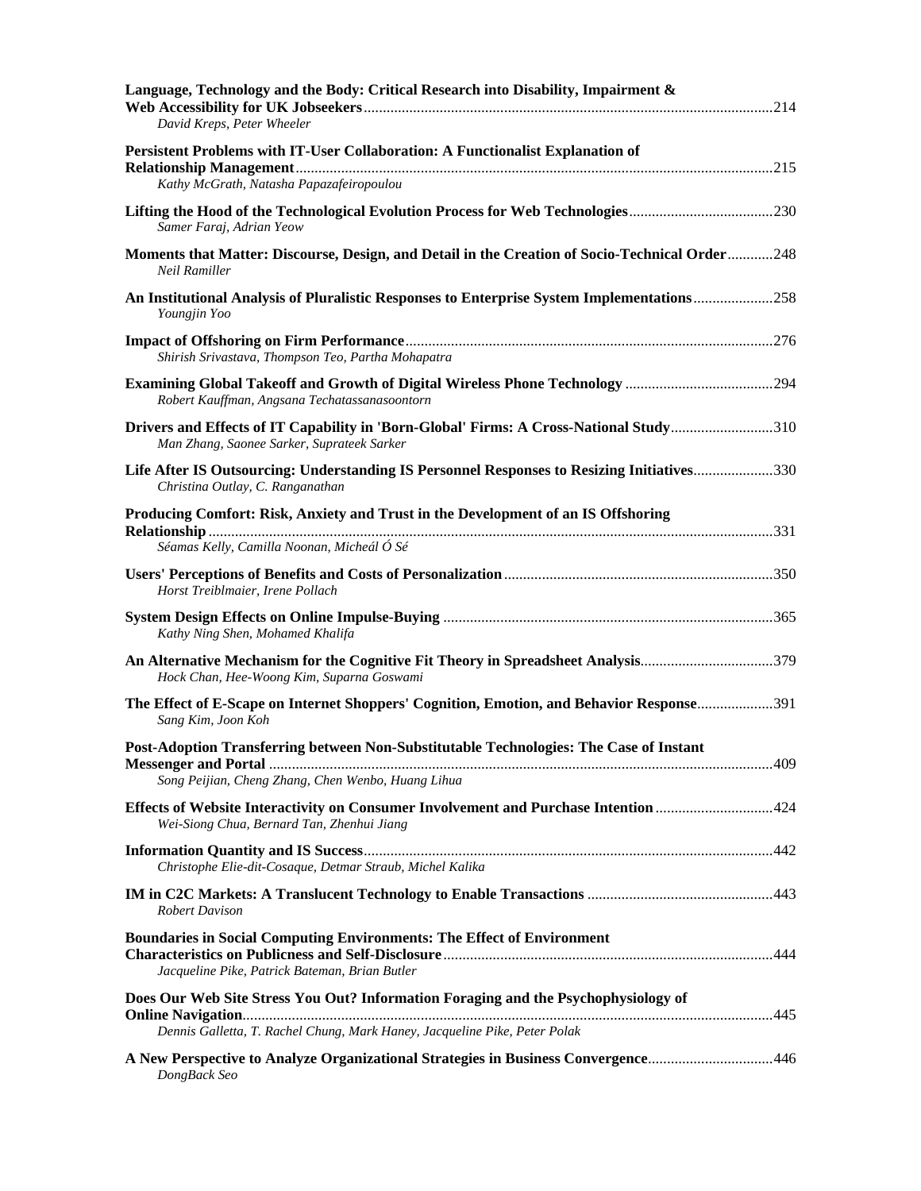**Language, Technology and the Body: Critical Research into Disability, Impairment & Web Accessibility for UK Jobseekers** ........ 214
*David Kreps, Peter Wheeler*

**Persistent Problems with IT-User Collaboration: A Functionalist Explanation of Relationship Management** ........ 215
*Kathy McGrath, Natasha Papazafeiropoulou*

**Lifting the Hood of the Technological Evolution Process for Web Technologies** ........ 230
*Samer Faraj, Adrian Yeow*

**Moments that Matter: Discourse, Design, and Detail in the Creation of Socio-Technical Order** ........ 248
*Neil Ramiller*

**An Institutional Analysis of Pluralistic Responses to Enterprise System Implementations** ........ 258
*Youngjin Yoo*

**Impact of Offshoring on Firm Performance** ........ 276
*Shirish Srivastava, Thompson Teo, Partha Mohapatra*

**Examining Global Takeoff and Growth of Digital Wireless Phone Technology** ........ 294
*Robert Kauffman, Angsana Techatassanasoontorn*

**Drivers and Effects of IT Capability in 'Born-Global' Firms: A Cross-National Study** ........ 310
*Man Zhang, Saonee Sarker, Suprateek Sarker*

**Life After IS Outsourcing: Understanding IS Personnel Responses to Resizing Initiatives** ........ 330
*Christina Outlay, C. Ranganathan*

**Producing Comfort: Risk, Anxiety and Trust in the Development of an IS Offshoring Relationship** ........ 331
*Séamas Kelly, Camilla Noonan, Micheál Ó Sé*

**Users' Perceptions of Benefits and Costs of Personalization** ........ 350
*Horst Treiblmaier, Irene Pollach*

**System Design Effects on Online Impulse-Buying** ........ 365
*Kathy Ning Shen, Mohamed Khalifa*

**An Alternative Mechanism for the Cognitive Fit Theory in Spreadsheet Analysis** ........ 379
*Hock Chan, Hee-Woong Kim, Suparna Goswami*

**The Effect of E-Scape on Internet Shoppers' Cognition, Emotion, and Behavior Response** ........ 391
*Sang Kim, Joon Koh*

**Post-Adoption Transferring between Non-Substitutable Technologies: The Case of Instant Messenger and Portal** ........ 409
*Song Peijian, Cheng Zhang, Chen Wenbo, Huang Lihua*

**Effects of Website Interactivity on Consumer Involvement and Purchase Intention** ........ 424
*Wei-Siong Chua, Bernard Tan, Zhenhui Jiang*

**Information Quantity and IS Success** ........ 442
*Christophe Elie-dit-Cosaque, Detmar Straub, Michel Kalika*

**IM in C2C Markets: A Translucent Technology to Enable Transactions** ........ 443
*Robert Davison*

**Boundaries in Social Computing Environments: The Effect of Environment Characteristics on Publicness and Self-Disclosure** ........ 444
*Jacqueline Pike, Patrick Bateman, Brian Butler*

**Does Our Web Site Stress You Out? Information Foraging and the Psychophysiology of Online Navigation** ........ 445
*Dennis Galletta, T. Rachel Chung, Mark Haney, Jacqueline Pike, Peter Polak*

**A New Perspective to Analyze Organizational Strategies in Business Convergence** ........ 446
*DongBack Seo*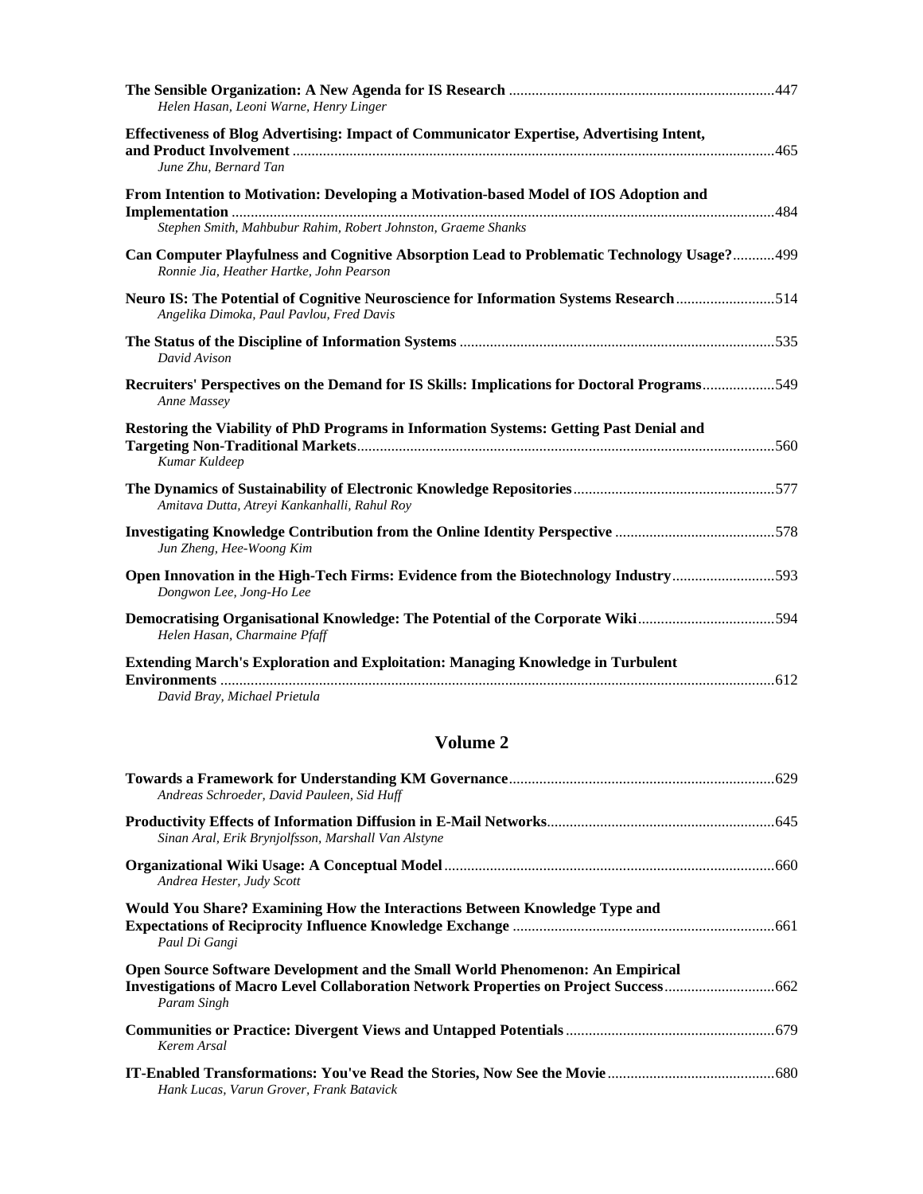**The Sensible Organization: A New Agenda for IS Research** .....447
*Helen Hasan, Leoni Warne, Henry Linger*

**Effectiveness of Blog Advertising: Impact of Communicator Expertise, Advertising Intent, and Product Involvement** .....465
*June Zhu, Bernard Tan*

**From Intention to Motivation: Developing a Motivation-based Model of IOS Adoption and Implementation** .....484
*Stephen Smith, Mahbubur Rahim, Robert Johnston, Graeme Shanks*

**Can Computer Playfulness and Cognitive Absorption Lead to Problematic Technology Usage?** .....499
*Ronnie Jia, Heather Hartke, John Pearson*

**Neuro IS: The Potential of Cognitive Neuroscience for Information Systems Research** .....514
*Angelika Dimoka, Paul Pavlou, Fred Davis*

**The Status of the Discipline of Information Systems** .....535
*David Avison*

**Recruiters' Perspectives on the Demand for IS Skills: Implications for Doctoral Programs** .....549
*Anne Massey*

**Restoring the Viability of PhD Programs in Information Systems: Getting Past Denial and Targeting Non-Traditional Markets** .....560
*Kumar Kuldeep*

**The Dynamics of Sustainability of Electronic Knowledge Repositories** .....577
*Amitava Dutta, Atreyi Kankanhalli, Rahul Roy*

**Investigating Knowledge Contribution from the Online Identity Perspective** .....578
*Jun Zheng, Hee-Woong Kim*

**Open Innovation in the High-Tech Firms: Evidence from the Biotechnology Industry** .....593
*Dongwon Lee, Jong-Ho Lee*

**Democratising Organisational Knowledge: The Potential of the Corporate Wiki** .....594
*Helen Hasan, Charmaine Pfaff*

**Extending March's Exploration and Exploitation: Managing Knowledge in Turbulent Environments** .....612
*David Bray, Michael Prietula*

## Volume 2

**Towards a Framework for Understanding KM Governance** .....629
*Andreas Schroeder, David Pauleen, Sid Huff*

**Productivity Effects of Information Diffusion in E-Mail Networks** .....645
*Sinan Aral, Erik Brynjolfsson, Marshall Van Alstyne*

**Organizational Wiki Usage: A Conceptual Model** .....660
*Andrea Hester, Judy Scott*

**Would You Share? Examining How the Interactions Between Knowledge Type and Expectations of Reciprocity Influence Knowledge Exchange** .....661
*Paul Di Gangi*

**Open Source Software Development and the Small World Phenomenon: An Empirical Investigations of Macro Level Collaboration Network Properties on Project Success** .....662
*Param Singh*

**Communities or Practice: Divergent Views and Untapped Potentials** .....679
*Kerem Arsal*

**IT-Enabled Transformations: You've Read the Stories, Now See the Movie** .....680
*Hank Lucas, Varun Grover, Frank Batavick*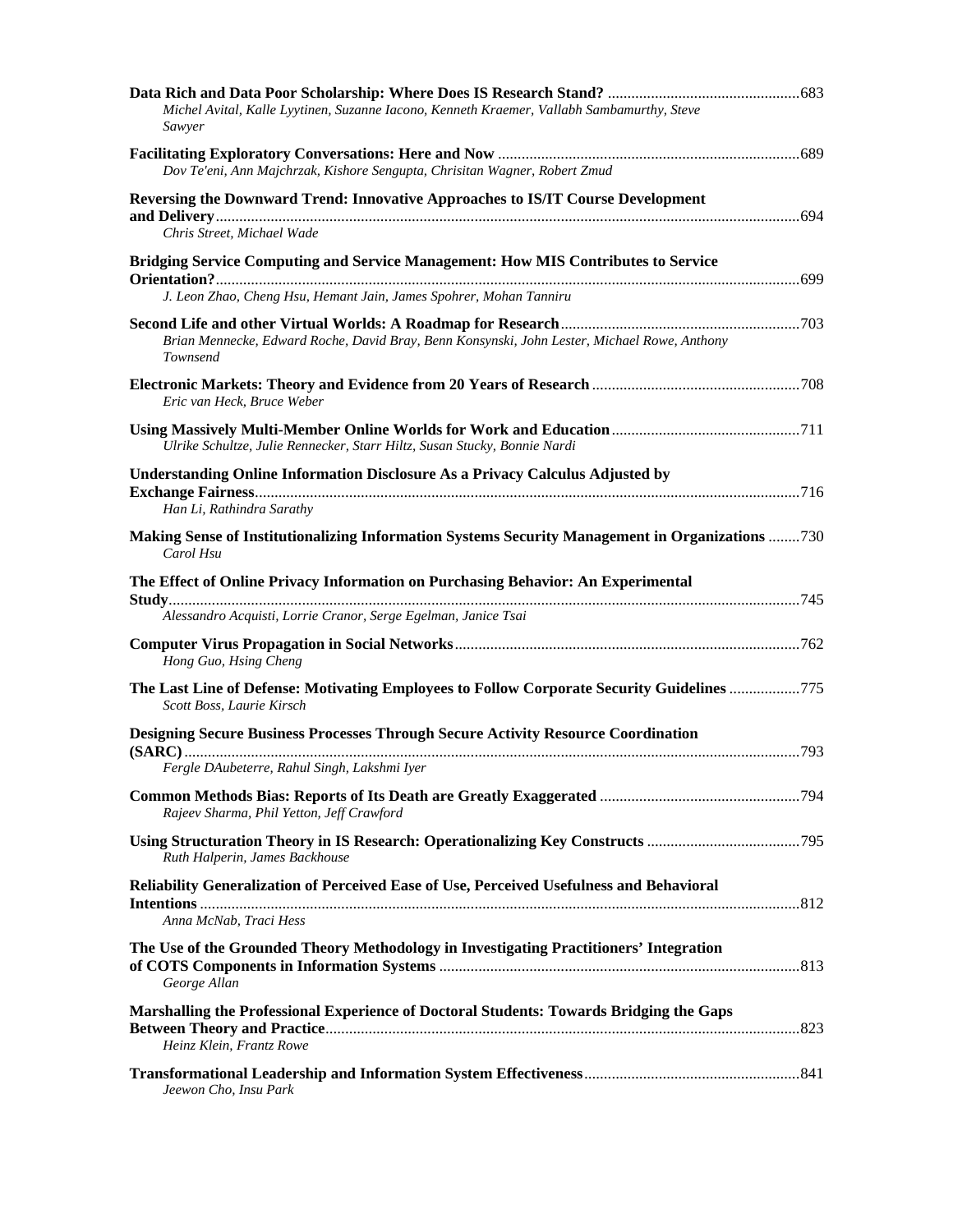**Data Rich and Data Poor Scholarship: Where Does IS Research Stand?** ....................................................683
*Michel Avital, Kalle Lyytinen, Suzanne Iacono, Kenneth Kraemer, Vallabh Sambamurthy, Steve Sawyer*

**Facilitating Exploratory Conversations: Here and Now** ............................................................................689
*Dov Te'eni, Ann Majchrzak, Kishore Sengupta, Chrisitan Wagner, Robert Zmud*

**Reversing the Downward Trend: Innovative Approaches to IS/IT Course Development and Delivery**....................................................................................................................................................694
*Chris Street, Michael Wade*

**Bridging Service Computing and Service Management: How MIS Contributes to Service Orientation?**.....................................................................................................................................................699
*J. Leon Zhao, Cheng Hsu, Hemant Jain, James Spohrer, Mohan Tanniru*

**Second Life and other Virtual Worlds: A Roadmap for Research**............................................................703
*Brian Mennecke, Edward Roche, David Bray, Benn Konsynski, John Lester, Michael Rowe, Anthony Townsend*

**Electronic Markets: Theory and Evidence from 20 Years of Research** ....................................................708
*Eric van Heck, Bruce Weber*

**Using Massively Multi-Member Online Worlds for Work and Education**...............................................711
*Ulrike Schultze, Julie Rennecker, Starr Hiltz, Susan Stucky, Bonnie Nardi*

**Understanding Online Information Disclosure As a Privacy Calculus Adjusted by Exchange Fairness**..........................................................................................................................................716
*Han Li, Rathindra Sarathy*

**Making Sense of Institutionalizing Information Systems Security Management in Organizations** ........730
*Carol Hsu*

**The Effect of Online Privacy Information on Purchasing Behavior: An Experimental Study**..............................................................................................................................................................745
*Alessandro Acquisti, Lorrie Cranor, Serge Egelman, Janice Tsai*

**Computer Virus Propagation in Social Networks**......................................................................................762
*Hong Guo, Hsing Cheng*

**The Last Line of Defense: Motivating Employees to Follow Corporate Security Guidelines** .................775
*Scott Boss, Laurie Kirsch*

**Designing Secure Business Processes Through Secure Activity Resource Coordination (SARC)**...........................................................................................................................................................793
*Fergle DAubeterre, Rahul Singh, Lakshmi Iyer*

**Common Methods Bias: Reports of Its Death are Greatly Exaggerated** ..................................................794
*Rajeev Sharma, Phil Yetton, Jeff Crawford*

**Using Structuration Theory in IS Research: Operationalizing Key Constructs** .......................................795
*Ruth Halperin, James Backhouse*

**Reliability Generalization of Perceived Ease of Use, Perceived Usefulness and Behavioral Intentions** ......................................................................................................................................................812
*Anna McNab, Traci Hess*

**The Use of the Grounded Theory Methodology in Investigating Practitioners' Integration of COTS Components in Information Systems** ..........................................................................................813
*George Allan*

**Marshalling the Professional Experience of Doctoral Students: Towards Bridging the Gaps Between Theory and Practice**.......................................................................................................................823
*Heinz Klein, Frantz Rowe*

**Transformational Leadership and Information System Effectiveness**......................................................841
*Jeewon Cho, Insu Park*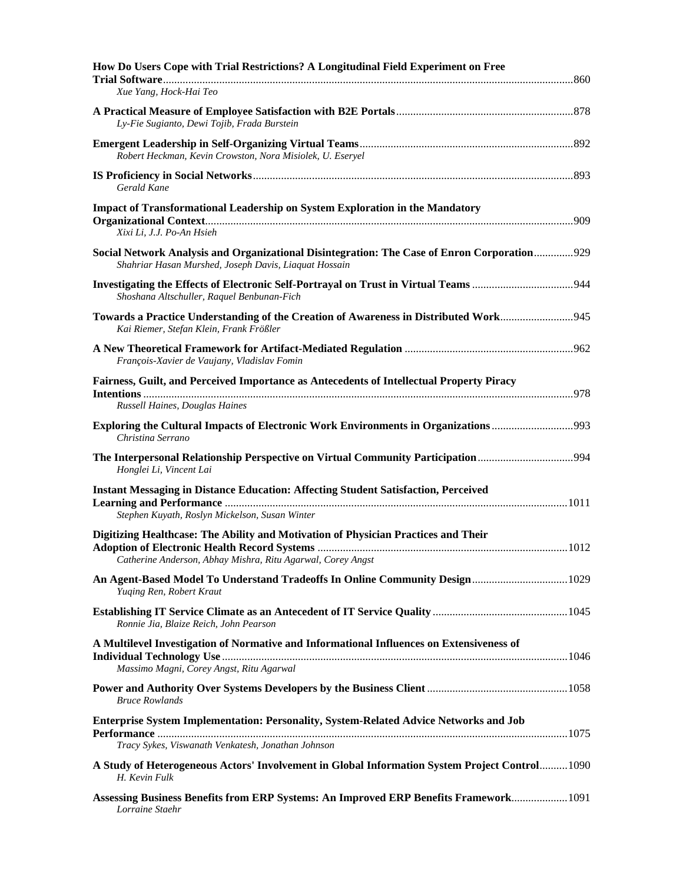**How Do Users Cope with Trial Restrictions? A Longitudinal Field Experiment on Free Trial Software**..........860
*Xue Yang, Hock-Hai Teo*

**A Practical Measure of Employee Satisfaction with B2E Portals**..........878
*Ly-Fie Sugianto, Dewi Tojib, Frada Burstein*

**Emergent Leadership in Self-Organizing Virtual Teams**..........892
*Robert Heckman, Kevin Crowston, Nora Misiolek, U. Eseryel*

**IS Proficiency in Social Networks**..........893
*Gerald Kane*

**Impact of Transformational Leadership on System Exploration in the Mandatory Organizational Context**..........909
*Xixi Li, J.J. Po-An Hsieh*

**Social Network Analysis and Organizational Disintegration: The Case of Enron Corporation**..........929
*Shahriar Hasan Murshed, Joseph Davis, Liaquat Hossain*

**Investigating the Effects of Electronic Self-Portrayal on Trust in Virtual Teams**..........944
*Shoshana Altschuller, Raquel Benbunan-Fich*

**Towards a Practice Understanding of the Creation of Awareness in Distributed Work**..........945
*Kai Riemer, Stefan Klein, Frank Frößler*

**A New Theoretical Framework for Artifact-Mediated Regulation**..........962
*François-Xavier de Vaujany, Vladislav Fomin*

**Fairness, Guilt, and Perceived Importance as Antecedents of Intellectual Property Piracy Intentions**..........978
*Russell Haines, Douglas Haines*

**Exploring the Cultural Impacts of Electronic Work Environments in Organizations**..........993
*Christina Serrano*

**The Interpersonal Relationship Perspective on Virtual Community Participation**..........994
*Honglei Li, Vincent Lai*

**Instant Messaging in Distance Education: Affecting Student Satisfaction, Perceived Learning and Performance**..........1011
*Stephen Kuyath, Roslyn Mickelson, Susan Winter*

**Digitizing Healthcase: The Ability and Motivation of Physician Practices and Their Adoption of Electronic Health Record Systems**..........1012
*Catherine Anderson, Abhay Mishra, Ritu Agarwal, Corey Angst*

**An Agent-Based Model To Understand Tradeoffs In Online Community Design**..........1029
*Yuqing Ren, Robert Kraut*

**Establishing IT Service Climate as an Antecedent of IT Service Quality**..........1045
*Ronnie Jia, Blaize Reich, John Pearson*

**A Multilevel Investigation of Normative and Informational Influences on Extensiveness of Individual Technology Use**..........1046
*Massimo Magni, Corey Angst, Ritu Agarwal*

**Power and Authority Over Systems Developers by the Business Client**..........1058
*Bruce Rowlands*

**Enterprise System Implementation: Personality, System-Related Advice Networks and Job Performance**..........1075
*Tracy Sykes, Viswanath Venkatesh, Jonathan Johnson*

**A Study of Heterogeneous Actors' Involvement in Global Information System Project Control**..........1090
*H. Kevin Fulk*

**Assessing Business Benefits from ERP Systems: An Improved ERP Benefits Framework**..........1091
*Lorraine Staehr*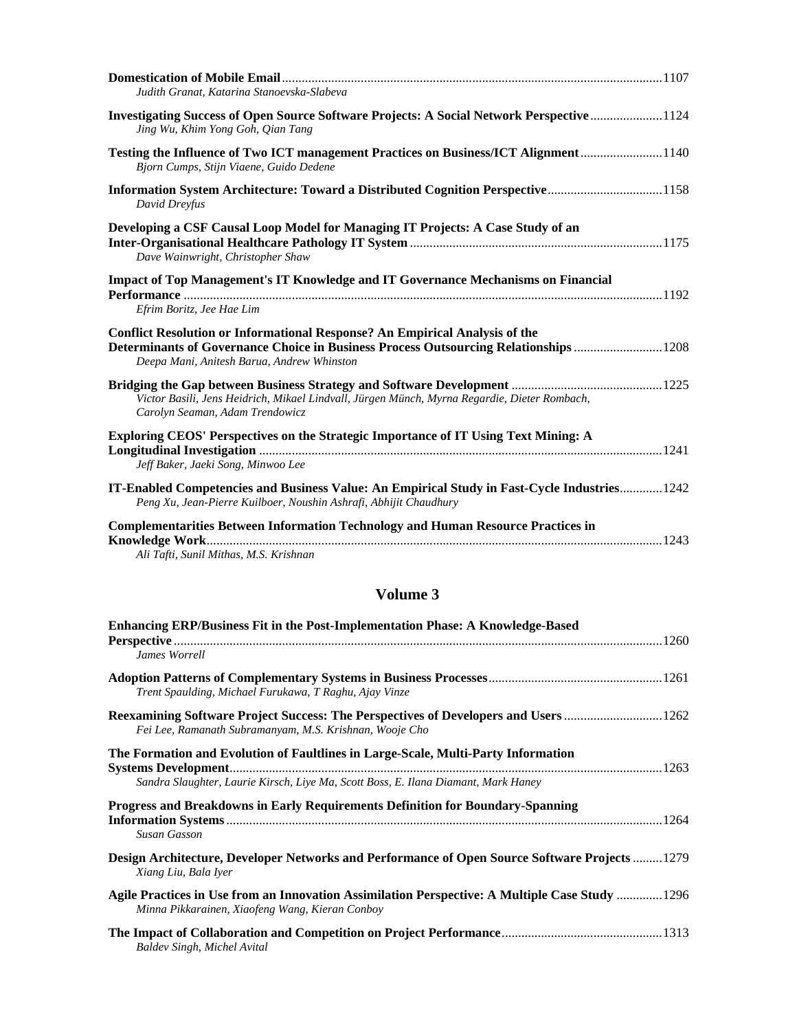**Domestication of Mobile Email** .......... 1107
*Judith Granat, Katarina Stanoevska-Slabeva*

**Investigating Success of Open Source Software Projects: A Social Network Perspective** .......... 1124
*Jing Wu, Khim Yong Goh, Qian Tang*

**Testing the Influence of Two ICT management Practices on Business/ICT Alignment** .......... 1140
*Bjorn Cumps, Stijn Viaene, Guido Dedene*

**Information System Architecture: Toward a Distributed Cognition Perspective** .......... 1158
*David Dreyfus*

**Developing a CSF Causal Loop Model for Managing IT Projects: A Case Study of an Inter-Organisational Healthcare Pathology IT System** .......... 1175
*Dave Wainwright, Christopher Shaw*

**Impact of Top Management's IT Knowledge and IT Governance Mechanisms on Financial Performance** .......... 1192
*Efrim Boritz, Jee Hae Lim*

**Conflict Resolution or Informational Response? An Empirical Analysis of the Determinants of Governance Choice in Business Process Outsourcing Relationships** .......... 1208
*Deepa Mani, Anitesh Barua, Andrew Whinston*

**Bridging the Gap between Business Strategy and Software Development** .......... 1225
*Victor Basili, Jens Heidrich, Mikael Lindvall, Jürgen Münch, Myrna Regardie, Dieter Rombach, Carolyn Seaman, Adam Trendowicz*

**Exploring CEOS' Perspectives on the Strategic Importance of IT Using Text Mining: A Longitudinal Investigation** .......... 1241
*Jeff Baker, Jaeki Song, Minwoo Lee*

**IT-Enabled Competencies and Business Value: An Empirical Study in Fast-Cycle Industries** .......... 1242
*Peng Xu, Jean-Pierre Kuilboer, Noushin Ashrafi, Abhijit Chaudhury*

**Complementarities Between Information Technology and Human Resource Practices in Knowledge Work** .......... 1243
*Ali Tafti, Sunil Mithas, M.S. Krishnan*

## Volume 3

**Enhancing ERP/Business Fit in the Post-Implementation Phase: A Knowledge-Based Perspective** .......... 1260
*James Worrell*

**Adoption Patterns of Complementary Systems in Business Processes** .......... 1261
*Trent Spaulding, Michael Furukawa, T Raghu, Ajay Vinze*

**Reexamining Software Project Success: The Perspectives of Developers and Users** .......... 1262
*Fei Lee, Ramanath Subramanyam, M.S. Krishnan, Wooje Cho*

**The Formation and Evolution of Faultlines in Large-Scale, Multi-Party Information Systems Development** .......... 1263
*Sandra Slaughter, Laurie Kirsch, Liye Ma, Scott Boss, E. Ilana Diamant, Mark Haney*

**Progress and Breakdowns in Early Requirements Definition for Boundary-Spanning Information Systems** .......... 1264
*Susan Gasson*

**Design Architecture, Developer Networks and Performance of Open Source Software Projects** .......... 1279
*Xiang Liu, Bala Iyer*

**Agile Practices in Use from an Innovation Assimilation Perspective: A Multiple Case Study** .......... 1296
*Minna Pikkarainen, Xiaofeng Wang, Kieran Conboy*

**The Impact of Collaboration and Competition on Project Performance** .......... 1313
*Baldev Singh, Michel Avital*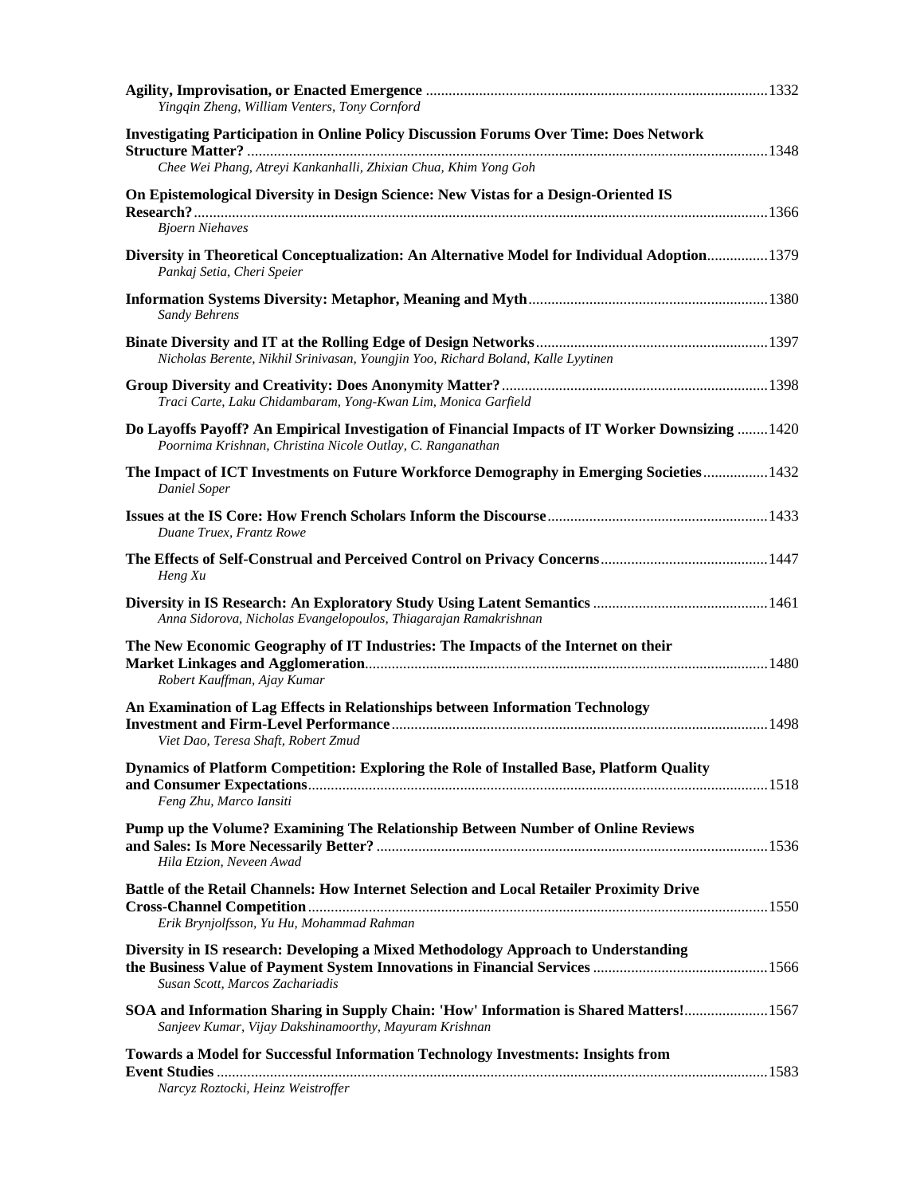**Agility, Improvisation, or Enacted Emergence** ........................................................................................1332
*Yingqin Zheng, William Venters, Tony Cornford*

**Investigating Participation in Online Policy Discussion Forums Over Time: Does Network Structure Matter?** ........................................................................................1348
*Chee Wei Phang, Atreyi Kankanhalli, Zhixian Chua, Khim Yong Goh*

**On Epistemological Diversity in Design Science: New Vistas for a Design-Oriented IS Research?** ........................................................................................1366
*Bjoern Niehaves*

**Diversity in Theoretical Conceptualization: An Alternative Model for Individual Adoption**................1379
*Pankaj Setia, Cheri Speier*

**Information Systems Diversity: Metaphor, Meaning and Myth**..............................................................1380
*Sandy Behrens*

**Binate Diversity and IT at the Rolling Edge of Design Networks**............................................................1397
*Nicholas Berente, Nikhil Srinivasan, Youngjin Yoo, Richard Boland, Kalle Lyytinen*

**Group Diversity and Creativity: Does Anonymity Matter?**.....................................................................1398
*Traci Carte, Laku Chidambaram, Yong-Kwan Lim, Monica Garfield*

**Do Layoffs Payoff? An Empirical Investigation of Financial Impacts of IT Worker Downsizing** ........1420
*Poornima Krishnan, Christina Nicole Outlay, C. Ranganathan*

**The Impact of ICT Investments on Future Workforce Demography in Emerging Societies**.................1432
*Daniel Soper*

**Issues at the IS Core: How French Scholars Inform the Discourse**.........................................................1433
*Duane Truex, Frantz Rowe*

**The Effects of Self-Construal and Perceived Control on Privacy Concerns**...........................................1447
*Heng Xu*

**Diversity in IS Research: An Exploratory Study Using Latent Semantics** .............................................1461
*Anna Sidorova, Nicholas Evangelopoulos, Thiagarajan Ramakrishnan*

**The New Economic Geography of IT Industries: The Impacts of the Internet on their Market Linkages and Agglomeration**........................................................................................1480
*Robert Kauffman, Ajay Kumar*

**An Examination of Lag Effects in Relationships between Information Technology Investment and Firm-Level Performance**..................................................................................1498
*Viet Dao, Teresa Shaft, Robert Zmud*

**Dynamics of Platform Competition: Exploring the Role of Installed Base, Platform Quality and Consumer Expectations**........................................................................................1518
*Feng Zhu, Marco Iansiti*

**Pump up the Volume? Examining The Relationship Between Number of Online Reviews and Sales: Is More Necessarily Better?** ......................................................................................1536
*Hila Etzion, Neveen Awad*

**Battle of the Retail Channels: How Internet Selection and Local Retailer Proximity Drive Cross-Channel Competition**........................................................................................1550
*Erik Brynjolfsson, Yu Hu, Mohammad Rahman*

**Diversity in IS research: Developing a Mixed Methodology Approach to Understanding the Business Value of Payment System Innovations in Financial Services** .............................................1566
*Susan Scott, Marcos Zachariadis*

**SOA and Information Sharing in Supply Chain: 'How' Information is Shared Matters!**......................1567
*Sanjeev Kumar, Vijay Dakshinamoorthy, Mayuram Krishnan*

**Towards a Model for Successful Information Technology Investments: Insights from Event Studies** ........................................................................................1583
*Narcyz Roztocki, Heinz Weistroffer*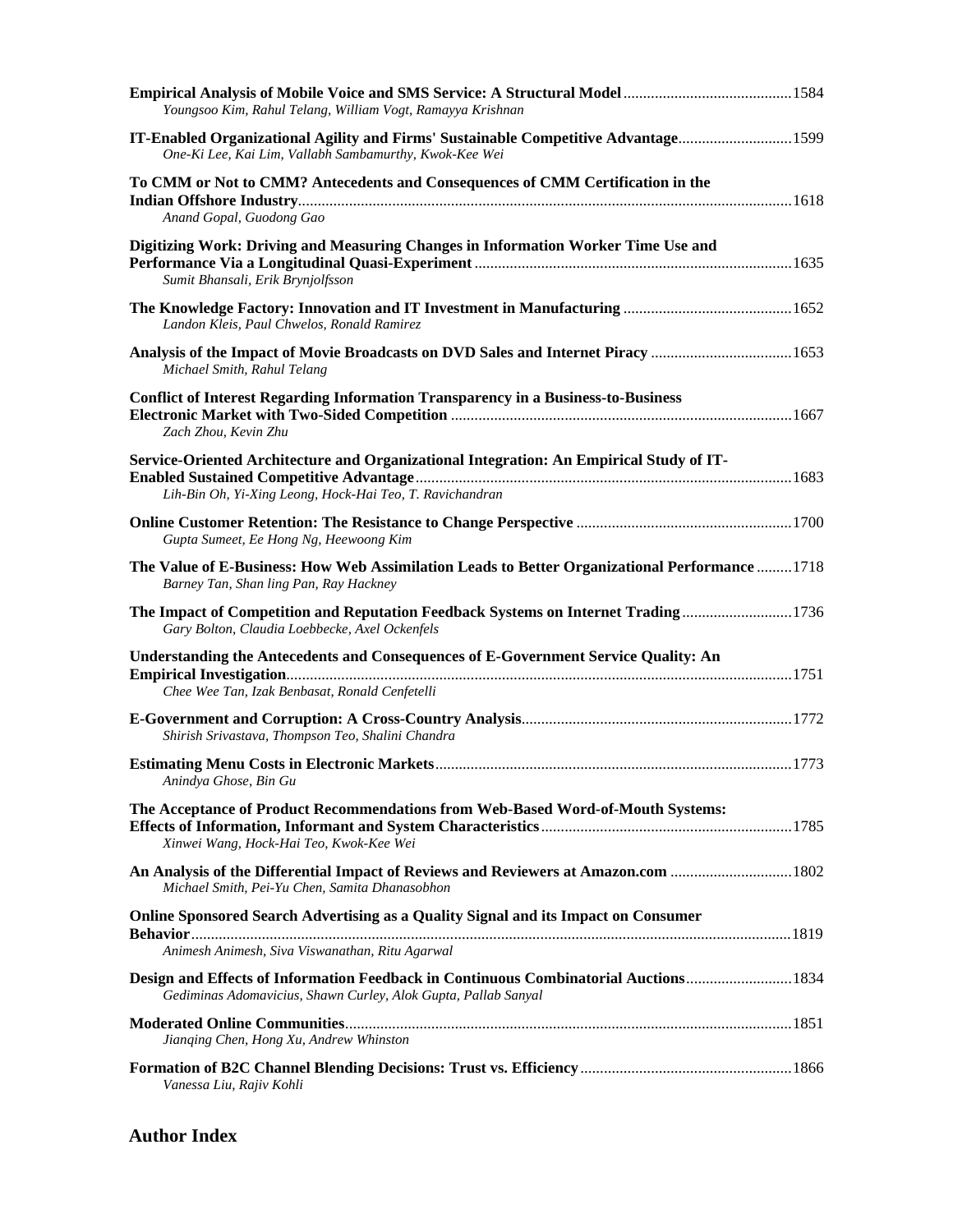**Empirical Analysis of Mobile Voice and SMS Service: A Structural Model** .......................................... 1584
*Youngsoo Kim, Rahul Telang, William Vogt, Ramayya Krishnan*

**IT-Enabled Organizational Agility and Firms' Sustainable Competitive Advantage** ............................ 1599
*One-Ki Lee, Kai Lim, Vallabh Sambamurthy, Kwok-Kee Wei*

**To CMM or Not to CMM? Antecedents and Consequences of CMM Certification in the Indian Offshore Industry** ........................................................................................................................ 1618
*Anand Gopal, Guodong Gao*

**Digitizing Work: Driving and Measuring Changes in Information Worker Time Use and Performance Via a Longitudinal Quasi-Experiment** ................................................................................ 1635
*Sumit Bhansali, Erik Brynjolfsson*

**The Knowledge Factory: Innovation and IT Investment in Manufacturing** .......................................... 1652
*Landon Kleis, Paul Chwelos, Ronald Ramirez*

**Analysis of the Impact of Movie Broadcasts on DVD Sales and Internet Piracy** .................................... 1653
*Michael Smith, Rahul Telang*

**Conflict of Interest Regarding Information Transparency in a Business-to-Business Electronic Market with Two-Sided Competition** ..................................................................................... 1667
*Zach Zhou, Kevin Zhu*

**Service-Oriented Architecture and Organizational Integration: An Empirical Study of IT-Enabled Sustained Competitive Advantage** .............................................................................................. 1683
*Lih-Bin Oh, Yi-Xing Leong, Hock-Hai Teo, T. Ravichandran*

**Online Customer Retention: The Resistance to Change Perspective** ...................................................... 1700
*Gupta Sumeet, Ee Hong Ng, Heewoong Kim*

**The Value of E-Business: How Web Assimilation Leads to Better Organizational Performance** ......... 1718
*Barney Tan, Shan ling Pan, Ray Hackney*

**The Impact of Competition and Reputation Feedback Systems on Internet Trading** ........................... 1736
*Gary Bolton, Claudia Loebbecke, Axel Ockenfels*

**Understanding the Antecedents and Consequences of E-Government Service Quality: An Empirical Investigation** ................................................................................................................................ 1751
*Chee Wee Tan, Izak Benbasat, Ronald Cenfetelli*

**E-Government and Corruption: A Cross-Country Analysis** .................................................................... 1772
*Shirish Srivastava, Thompson Teo, Shalini Chandra*

**Estimating Menu Costs in Electronic Markets** .......................................................................................... 1773
*Anindya Ghose, Bin Gu*

**The Acceptance of Product Recommendations from Web-Based Word-of-Mouth Systems: Effects of Information, Informant and System Characteristics** ............................................................... 1785
*Xinwei Wang, Hock-Hai Teo, Kwok-Kee Wei*

**An Analysis of the Differential Impact of Reviews and Reviewers at Amazon.com** .............................. 1802
*Michael Smith, Pei-Yu Chen, Samita Dhanasobhon*

**Online Sponsored Search Advertising as a Quality Signal and its Impact on Consumer Behavior** ....................................................................................................................................................... 1819
*Animesh Animesh, Siva Viswanathan, Ritu Agarwal*

**Design and Effects of Information Feedback in Continuous Combinatorial Auctions** .......................... 1834
*Gediminas Adomavicius, Shawn Curley, Alok Gupta, Pallab Sanyal*

**Moderated Online Communities** ................................................................................................................ 1851
*Jianqing Chen, Hong Xu, Andrew Whinston*

**Formation of B2C Channel Blending Decisions: Trust vs. Efficiency** ..................................................... 1866
*Vanessa Liu, Rajiv Kohli*

## Author Index